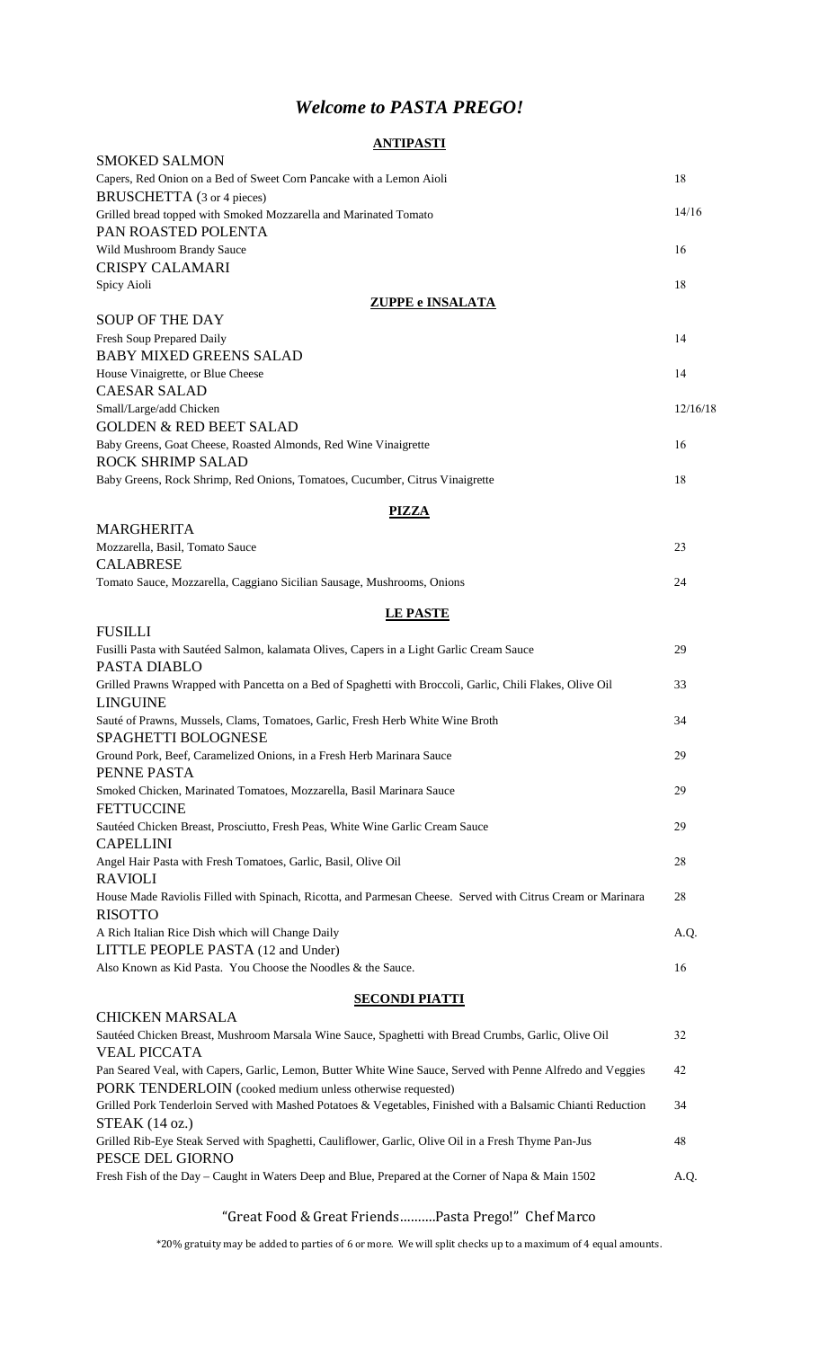# *Welcome to PASTA PREGO!*

## ANTIPASTI

| | |
|---|---|
| **SMOKED SALMON** | |
| Capers, Red Onion on a Bed of Sweet Corn Pancake with a Lemon Aioli | 18 |
| **BRUSCHETTA** (3 or 4 pieces) | |
| Grilled bread topped with Smoked Mozzarella and Marinated Tomato | 14/16 |
| **PAN ROASTED POLENTA** | |
| Wild Mushroom Brandy Sauce | 16 |
| **CRISPY CALAMARI** | |
| Spicy Aioli | 18 |

## ZUPPE e INSALATA

| | |
|---|---|
| **SOUP OF THE DAY** | |
| Fresh Soup Prepared Daily | 14 |
| **BABY MIXED GREENS SALAD** | |
| House Vinaigrette, or Blue Cheese | 14 |
| **CAESAR SALAD** | |
| Small/Large/add Chicken | 12/16/18 |
| **GOLDEN & RED BEET SALAD** | |
| Baby Greens, Goat Cheese, Roasted Almonds, Red Wine Vinaigrette | 16 |
| **ROCK SHRIMP SALAD** | |
| Baby Greens, Rock Shrimp, Red Onions, Tomatoes, Cucumber, Citrus Vinaigrette | 18 |

## PIZZA

| | |
|---|---|
| **MARGHERITA** | |
| Mozzarella, Basil, Tomato Sauce | 23 |
| **CALABRESE** | |
| Tomato Sauce, Mozzarella, Caggiano Sicilian Sausage, Mushrooms, Onions | 24 |

## LE PASTE

| | |
|---|---|
| **FUSILLI** | |
| Fusilli Pasta with Sautéed Salmon, kalamata Olives, Capers in a Light Garlic Cream Sauce | 29 |
| **PASTA DIABLO** | |
| Grilled Prawns Wrapped with Pancetta on a Bed of Spaghetti with Broccoli, Garlic, Chili Flakes, Olive Oil | 33 |
| **LINGUINE** | |
| Sauté of Prawns, Mussels, Clams, Tomatoes, Garlic, Fresh Herb White Wine Broth | 34 |
| **SPAGHETTI BOLOGNESE** | |
| Ground Pork, Beef, Caramelized Onions, in a Fresh Herb Marinara Sauce | 29 |
| **PENNE PASTA** | |
| Smoked Chicken, Marinated Tomatoes, Mozzarella, Basil Marinara Sauce | 29 |
| **FETTUCCINE** | |
| Sautéed Chicken Breast, Prosciutto, Fresh Peas, White Wine Garlic Cream Sauce | 29 |
| **CAPELLINI** | |
| Angel Hair Pasta with Fresh Tomatoes, Garlic, Basil, Olive Oil | 28 |
| **RAVIOLI** | |
| House Made Raviolis Filled with Spinach, Ricotta, and Parmesan Cheese. Served with Citrus Cream or Marinara | 28 |
| **RISOTTO** | |
| A Rich Italian Rice Dish which will Change Daily | A.Q. |
| **LITTLE PEOPLE PASTA** (12 and Under) | |
| Also Known as Kid Pasta. You Choose the Noodles & the Sauce. | 16 |

## SECONDI PIATTI

| | |
|---|---|
| **CHICKEN MARSALA** | |
| Sautéed Chicken Breast, Mushroom Marsala Wine Sauce, Spaghetti with Bread Crumbs, Garlic, Olive Oil | 32 |
| **VEAL PICCATA** | |
| Pan Seared Veal, with Capers, Garlic, Lemon, Butter White Wine Sauce, Served with Penne Alfredo and Veggies | 42 |
| **PORK TENDERLOIN** (cooked medium unless otherwise requested) | |
| Grilled Pork Tenderloin Served with Mashed Potatoes & Vegetables, Finished with a Balsamic Chianti Reduction | 34 |
| **STEAK** (14 oz.) | |
| Grilled Rib-Eye Steak Served with Spaghetti, Cauliflower, Garlic, Olive Oil in a Fresh Thyme Pan-Jus | 48 |
| **PESCE DEL GIORNO** | |
| Fresh Fish of the Day – Caught in Waters Deep and Blue, Prepared at the Corner of Napa & Main 1502 | A.Q. |

"Great Food & Great Friends..........Pasta Prego!" Chef Marco

*20% gratuity may be added to parties of 6 or more. We will split checks up to a maximum of 4 equal amounts.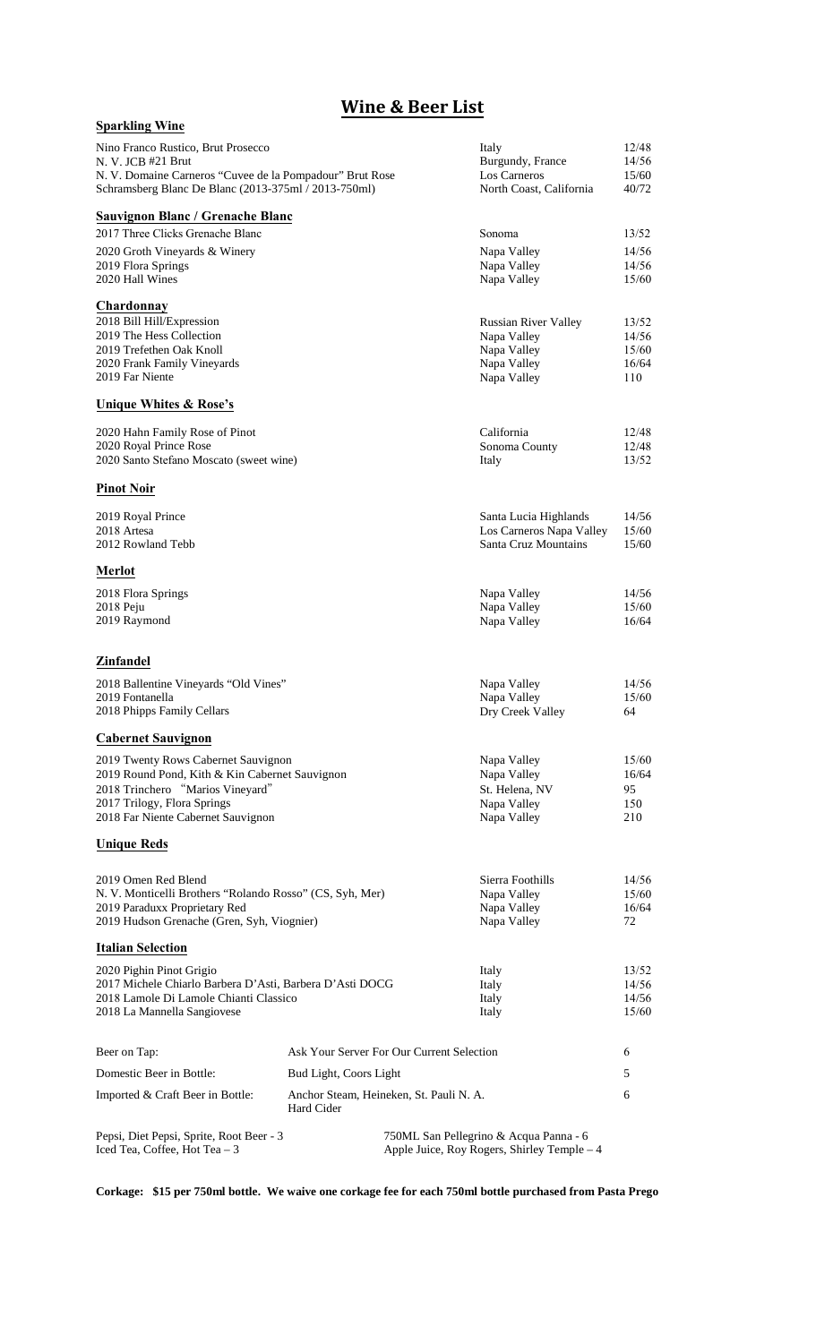# Wine & Beer List

## Sparkling Wine

| | | |
|---|---|---|
| Nino Franco Rustico, Brut Prosecco | Italy | 12/48 |
| N. V. JCB #21 Brut | Burgundy, France | 14/56 |
| N. V. Domaine Carneros "Cuvee de la Pompadour" Brut Rose | Los Carneros | 15/60 |
| Schramsberg Blanc De Blanc (2013-375ml / 2013-750ml) | North Coast, California | 40/72 |

## Sauvignon Blanc / Grenache Blanc

| | | |
|---|---|---|
| 2017 Three Clicks Grenache Blanc | Sonoma | 13/52 |
| 2020 Groth Vineyards & Winery | Napa Valley | 14/56 |
| 2019 Flora Springs | Napa Valley | 14/56 |
| 2020 Hall Wines | Napa Valley | 15/60 |

## Chardonnay

| | | |
|---|---|---|
| 2018 Bill Hill/Expression | Russian River Valley | 13/52 |
| 2019 The Hess Collection | Napa Valley | 14/56 |
| 2019 Trefethen Oak Knoll | Napa Valley | 15/60 |
| 2020 Frank Family Vineyards | Napa Valley | 16/64 |
| 2019 Far Niente | Napa Valley | 110 |

## Unique Whites & Rose's

| | | |
|---|---|---|
| 2020 Hahn Family Rose of Pinot | California | 12/48 |
| 2020 Royal Prince Rose | Sonoma County | 12/48 |
| 2020 Santo Stefano Moscato (sweet wine) | Italy | 13/52 |

## Pinot Noir

| | | |
|---|---|---|
| 2019 Royal Prince | Santa Lucia Highlands | 14/56 |
| 2018 Artesa | Los Carneros Napa Valley | 15/60 |
| 2012 Rowland Tebb | Santa Cruz Mountains | 15/60 |

## Merlot

| | | |
|---|---|---|
| 2018 Flora Springs | Napa Valley | 14/56 |
| 2018 Peju | Napa Valley | 15/60 |
| 2019 Raymond | Napa Valley | 16/64 |

## Zinfandel

| | | |
|---|---|---|
| 2018 Ballentine Vineyards "Old Vines" | Napa Valley | 14/56 |
| 2019 Fontanella | Napa Valley | 15/60 |
| 2018 Phipps Family Cellars | Dry Creek Valley | 64 |

## Cabernet Sauvignon

| | | |
|---|---|---|
| 2019 Twenty Rows Cabernet Sauvignon | Napa Valley | 15/60 |
| 2019 Round Pond, Kith & Kin Cabernet Sauvignon | Napa Valley | 16/64 |
| 2018 Trinchero "Marios Vineyard" | St. Helena, NV | 95 |
| 2017 Trilogy, Flora Springs | Napa Valley | 150 |
| 2018 Far Niente Cabernet Sauvignon | Napa Valley | 210 |

## Unique Reds

| | | |
|---|---|---|
| 2019 Omen Red Blend | Sierra Foothills | 14/56 |
| N. V. Monticelli Brothers "Rolando Rosso" (CS, Syh, Mer) | Napa Valley | 15/60 |
| 2019 Paraduxx Proprietary Red | Napa Valley | 16/64 |
| 2019 Hudson Grenache (Gren, Syh, Viognier) | Napa Valley | 72 |

## Italian Selection

| | | |
|---|---|---|
| 2020 Pighin Pinot Grigio | Italy | 13/52 |
| 2017 Michele Chiarlo Barbera D'Asti, Barbera D'Asti DOCG | Italy | 14/56 |
| 2018 Lamole Di Lamole Chianti Classico | Italy | 14/56 |
| 2018 La Mannella Sangiovese | Italy | 15/60 |

| | | |
|---|---|---|
| Beer on Tap: | Ask Your Server For Our Current Selection | 6 |
| Domestic Beer in Bottle: | Bud Light, Coors Light | 5 |
| Imported & Craft Beer in Bottle: | Anchor Steam, Heineken, St. Pauli N. A. Hard Cider | 6 |

Pepsi, Diet Pepsi, Sprite, Root Beer - 3
Iced Tea, Coffee, Hot Tea – 3

750ML San Pellegrino & Acqua Panna - 6
Apple Juice, Roy Rogers, Shirley Temple – 4

**Corkage: $15 per 750ml bottle. We waive one corkage fee for each 750ml bottle purchased from Pasta Prego**